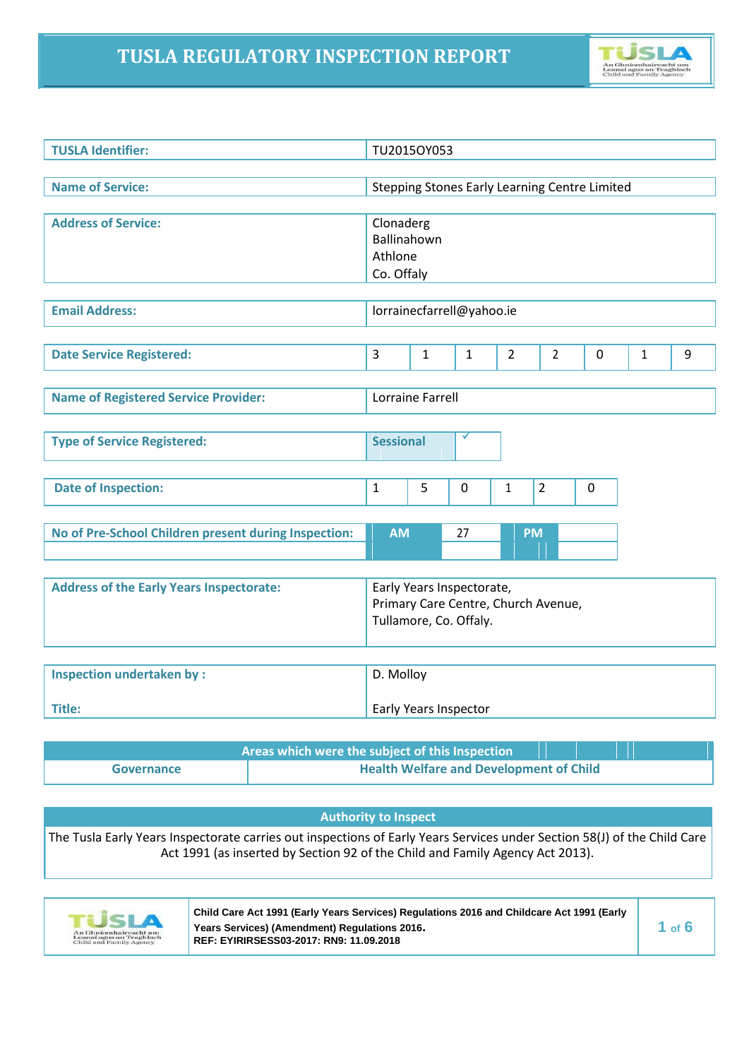# TUSLA REGULATORY INSPECTION REPORT

| | |
|---|---|
| **TUSLA Identifier:** | TU2015OY053 |
| **Name of Service:** | Stepping Stones Early Learning Centre Limited |
| **Address of Service:** | Clonaderg<br>Ballinahown<br>Athlone<br>Co. Offaly |
| **Email Address:** | lorrainecfarrell@yahoo.ie |
| **Date Service Registered:** | 3 1 1 2 2 0 1 9 |
| **Name of Registered Service Provider:** | Lorraine Farrell |
| **Type of Service Registered:** | Sessional ✓ |
| **Date of Inspection:** | 1 5 0 1 2 0 |
| **No of Pre-School Children present during Inspection:** | AM: 27 &nbsp; PM: |
| **Address of the Early Years Inspectorate:** | Early Years Inspectorate,<br>Primary Care Centre, Church Avenue,<br>Tullamore, Co. Offaly. |
| **Inspection undertaken by :** | D. Molloy |
| **Title:** | Early Years Inspector |

| Areas which were the subject of this Inspection | |
|---|---|
| Governance | Health Welfare and Development of Child |

**Authority to Inspect**

The Tusla Early Years Inspectorate carries out inspections of Early Years Services under Section 58(J) of the Child Care Act 1991 (as inserted by Section 92 of the Child and Family Agency Act 2013).

Child Care Act 1991 (Early Years Services) Regulations 2016 and Childcare Act 1991 (Early Years Services) (Amendment) Regulations 2016.
REF: EYIRIRSESS03-2017: RN9: 11.09.2018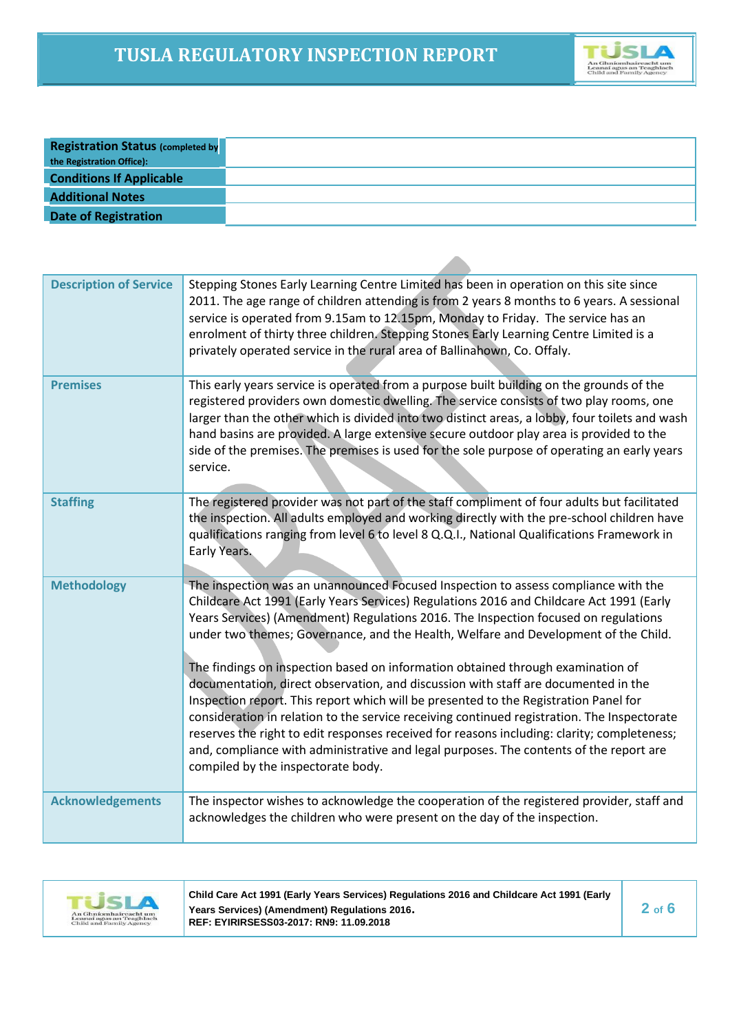| Registration Status (completed by the Registration Office): | |
|---|---|
| Conditions If Applicable | |
| Additional Notes | |
| Date of Registration | |

| | |
|---|---|
| **Description of Service** | Stepping Stones Early Learning Centre Limited has been in operation on this site since 2011. The age range of children attending is from 2 years 8 months to 6 years. A sessional service is operated from 9.15am to 12.15pm, Monday to Friday. The service has an enrolment of thirty three children. Stepping Stones Early Learning Centre Limited is a privately operated service in the rural area of Ballinahown, Co. Offaly. |
| **Premises** | This early years service is operated from a purpose built building on the grounds of the registered providers own domestic dwelling. The service consists of two play rooms, one larger than the other which is divided into two distinct areas, a lobby, four toilets and wash hand basins are provided. A large extensive secure outdoor play area is provided to the side of the premises. The premises is used for the sole purpose of operating an early years service. |
| **Staffing** | The registered provider was not part of the staff compliment of four adults but facilitated the inspection. All adults employed and working directly with the pre-school children have qualifications ranging from level 6 to level 8 Q.Q.I., National Qualifications Framework in Early Years. |
| **Methodology** | The inspection was an unannounced Focused Inspection to assess compliance with the Childcare Act 1991 (Early Years Services) Regulations 2016 and Childcare Act 1991 (Early Years Services) (Amendment) Regulations 2016. The Inspection focused on regulations under two themes; Governance, and the Health, Welfare and Development of the Child.<br><br>The findings on inspection based on information obtained through examination of documentation, direct observation, and discussion with staff are documented in the Inspection report. This report which will be presented to the Registration Panel for consideration in relation to the service receiving continued registration. The Inspectorate reserves the right to edit responses received for reasons including: clarity; completeness; and, compliance with administrative and legal purposes. The contents of the report are compiled by the inspectorate body. |
| **Acknowledgements** | The inspector wishes to acknowledge the cooperation of the registered provider, staff and acknowledges the children who were present on the day of the inspection. |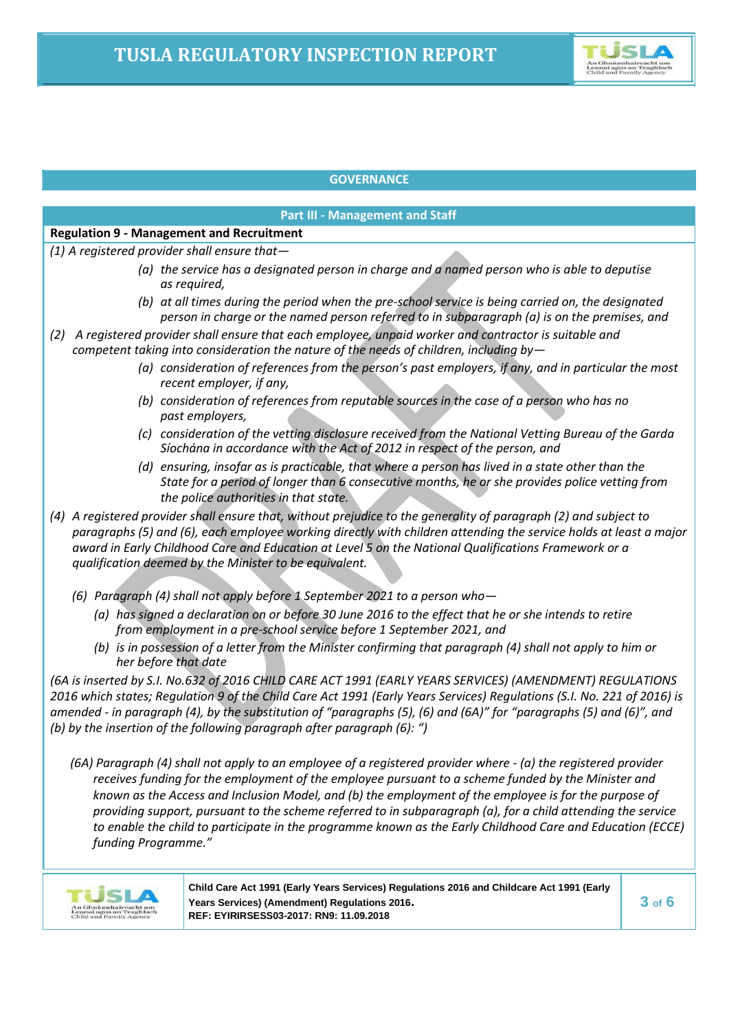## GOVERNANCE

### Part III - Management and Staff

**Regulation 9 - Management and Recruitment**

*(1) A registered provider shall ensure that—*

*(a) the service has a designated person in charge and a named person who is able to deputise as required,*

*(b) at all times during the period when the pre-school service is being carried on, the designated person in charge or the named person referred to in subparagraph (a) is on the premises, and*

*(2) A registered provider shall ensure that each employee, unpaid worker and contractor is suitable and competent taking into consideration the nature of the needs of children, including by—*

*(a) consideration of references from the person's past employers, if any, and in particular the most recent employer, if any,*

*(b) consideration of references from reputable sources in the case of a person who has no past employers,*

*(c) consideration of the vetting disclosure received from the National Vetting Bureau of the Garda Síochána in accordance with the Act of 2012 in respect of the person, and*

*(d) ensuring, insofar as is practicable, that where a person has lived in a state other than the State for a period of longer than 6 consecutive months, he or she provides police vetting from the police authorities in that state.*

*(4) A registered provider shall ensure that, without prejudice to the generality of paragraph (2) and subject to paragraphs (5) and (6), each employee working directly with children attending the service holds at least a major award in Early Childhood Care and Education at Level 5 on the National Qualifications Framework or a qualification deemed by the Minister to be equivalent.*

*(6) Paragraph (4) shall not apply before 1 September 2021 to a person who—*

*(a) has signed a declaration on or before 30 June 2016 to the effect that he or she intends to retire from employment in a pre-school service before 1 September 2021, and*

*(b) is in possession of a letter from the Minister confirming that paragraph (4) shall not apply to him or her before that date*

*(6A is inserted by S.I. No.632 of 2016 CHILD CARE ACT 1991 (EARLY YEARS SERVICES) (AMENDMENT) REGULATIONS 2016 which states; Regulation 9 of the Child Care Act 1991 (Early Years Services) Regulations (S.I. No. 221 of 2016) is amended - in paragraph (4), by the substitution of "paragraphs (5), (6) and (6A)" for "paragraphs (5) and (6)", and (b) by the insertion of the following paragraph after paragraph (6): ")*

*(6A) Paragraph (4) shall not apply to an employee of a registered provider where - (a) the registered provider receives funding for the employment of the employee pursuant to a scheme funded by the Minister and known as the Access and Inclusion Model, and (b) the employment of the employee is for the purpose of providing support, pursuant to the scheme referred to in subparagraph (a), for a child attending the service to enable the child to participate in the programme known as the Early Childhood Care and Education (ECCE) funding Programme."*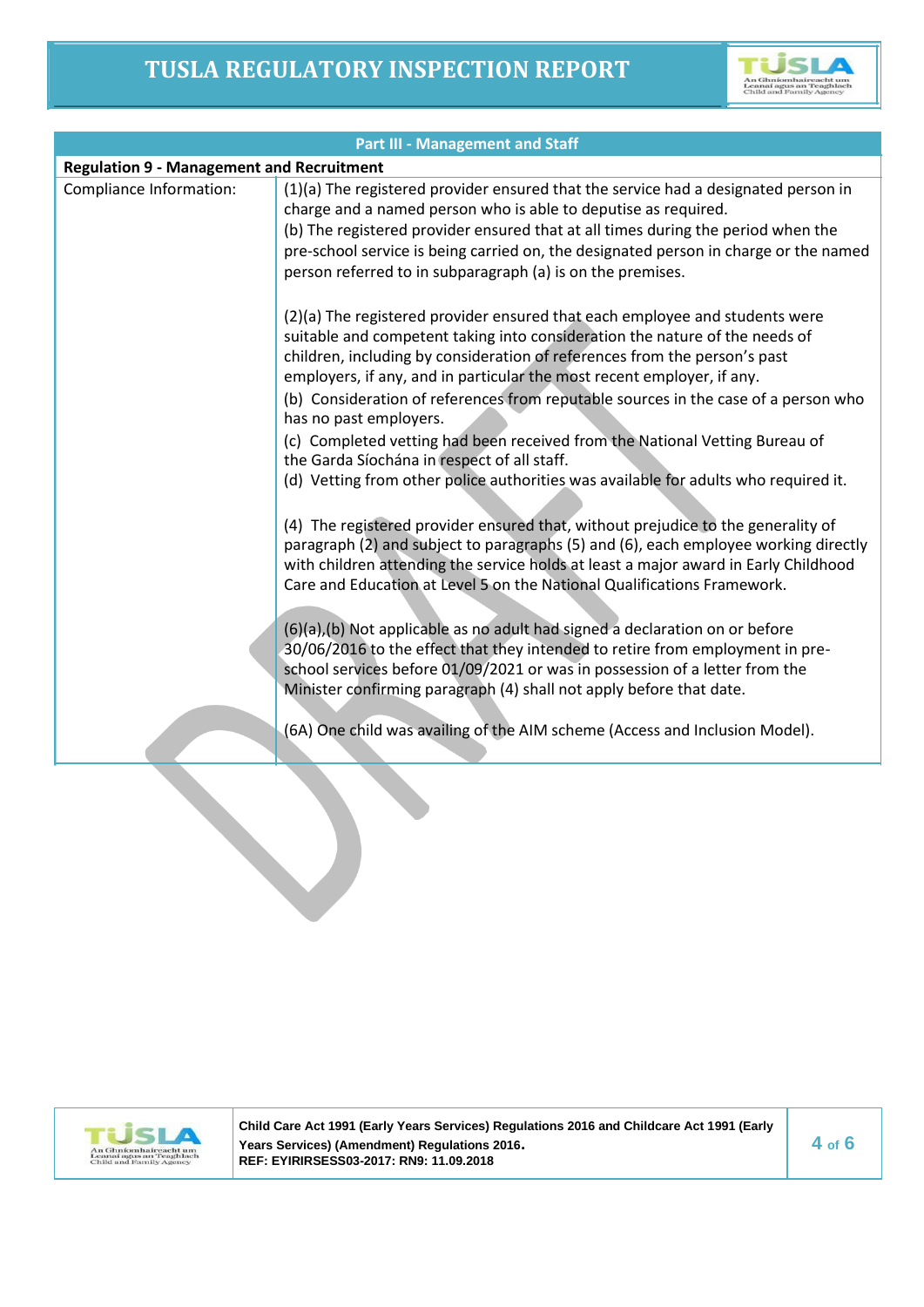| Part III - Management and Staff | |
|---|---|
| **Regulation 9 - Management and Recruitment** | |
| Compliance Information: | (1)(a) The registered provider ensured that the service had a designated person in charge and a named person who is able to deputise as required.<br>(b) The registered provider ensured that at all times during the period when the pre-school service is being carried on, the designated person in charge or the named person referred to in subparagraph (a) is on the premises.<br><br>(2)(a) The registered provider ensured that each employee and students were suitable and competent taking into consideration the nature of the needs of children, including by consideration of references from the person's past employers, if any, and in particular the most recent employer, if any.<br>(b) Consideration of references from reputable sources in the case of a person who has no past employers.<br>(c) Completed vetting had been received from the National Vetting Bureau of the Garda Síochána in respect of all staff.<br>(d) Vetting from other police authorities was available for adults who required it.<br><br>(4) The registered provider ensured that, without prejudice to the generality of paragraph (2) and subject to paragraphs (5) and (6), each employee working directly with children attending the service holds at least a major award in Early Childhood Care and Education at Level 5 on the National Qualifications Framework.<br><br>(6)(a),(b) Not applicable as no adult had signed a declaration on or before 30/06/2016 to the effect that they intended to retire from employment in pre-school services before 01/09/2021 or was in possession of a letter from the Minister confirming paragraph (4) shall not apply before that date.<br><br>(6A) One child was availing of the AIM scheme (Access and Inclusion Model). |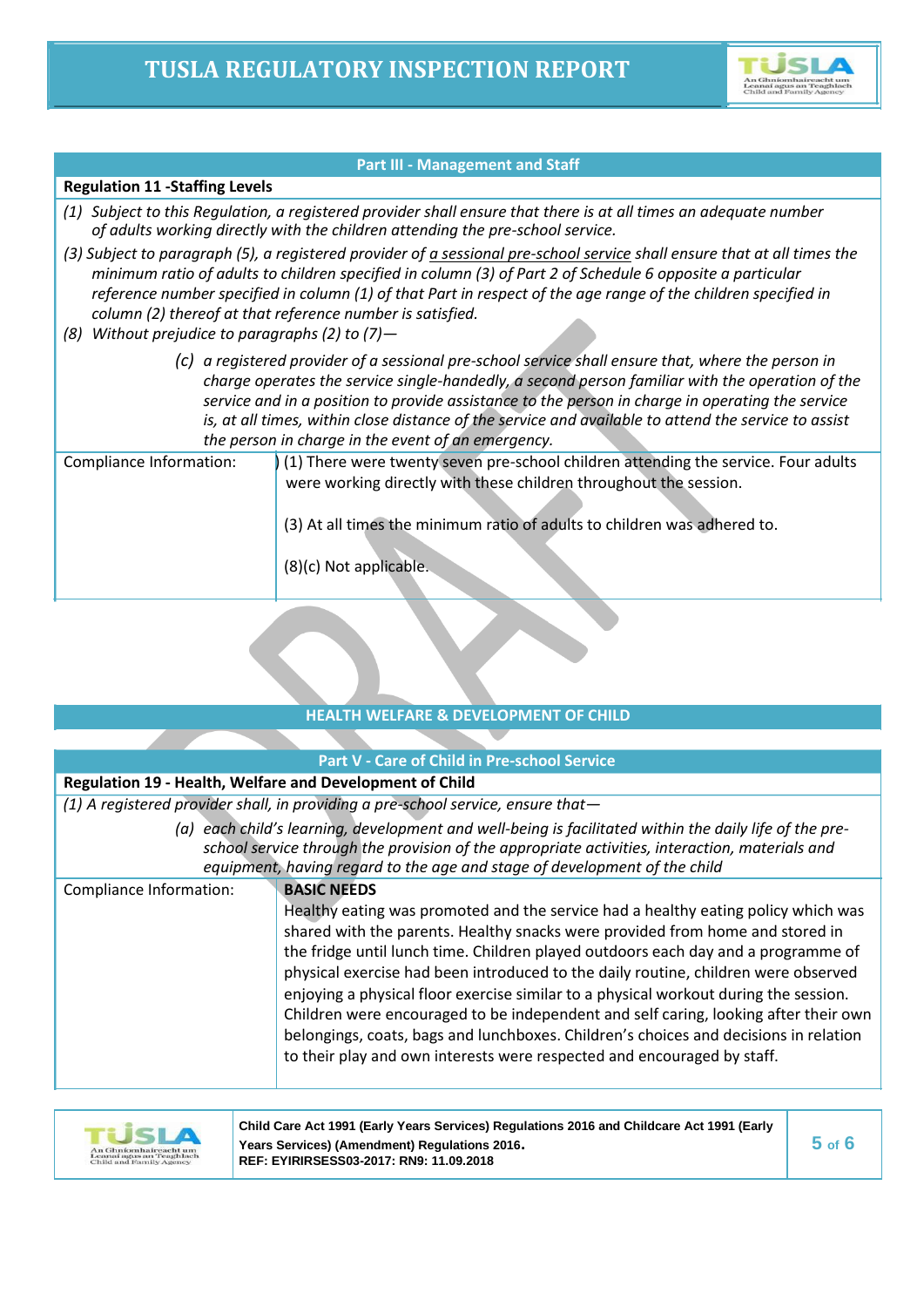## Part III - Management and Staff

**Regulation 11 -Staffing Levels**

*(1) Subject to this Regulation, a registered provider shall ensure that there is at all times an adequate number of adults working directly with the children attending the pre-school service.*

*(3) Subject to paragraph (5), a registered provider of a sessional pre-school service shall ensure that at all times the minimum ratio of adults to children specified in column (3) of Part 2 of Schedule 6 opposite a particular reference number specified in column (1) of that Part in respect of the age range of the children specified in column (2) thereof at that reference number is satisfied.*

*(8) Without prejudice to paragraphs (2) to (7)—*

*(c) a registered provider of a sessional pre-school service shall ensure that, where the person in charge operates the service single-handedly, a second person familiar with the operation of the service and in a position to provide assistance to the person in charge in operating the service is, at all times, within close distance of the service and available to attend the service to assist the person in charge in the event of an emergency.*

| Compliance Information: | (1) There were twenty seven pre-school children attending the service. Four adults were working directly with these children throughout the session.<br><br>(3) At all times the minimum ratio of adults to children was adhered to.<br><br>(8)(c) Not applicable. |
|---|---|

## HEALTH WELFARE & DEVELOPMENT OF CHILD

## Part V - Care of Child in Pre-school Service

**Regulation 19 - Health, Welfare and Development of Child**

*(1) A registered provider shall, in providing a pre-school service, ensure that—*

*(a) each child's learning, development and well-being is facilitated within the daily life of the pre-school service through the provision of the appropriate activities, interaction, materials and equipment, having regard to the age and stage of development of the child*

| Compliance Information: | **BASIC NEEDS**<br>Healthy eating was promoted and the service had a healthy eating policy which was shared with the parents. Healthy snacks were provided from home and stored in the fridge until lunch time. Children played outdoors each day and a programme of physical exercise had been introduced to the daily routine, children were observed enjoying a physical floor exercise similar to a physical workout during the session. Children were encouraged to be independent and self caring, looking after their own belongings, coats, bags and lunchboxes. Children's choices and decisions in relation to their play and own interests were respected and encouraged by staff. |
|---|---|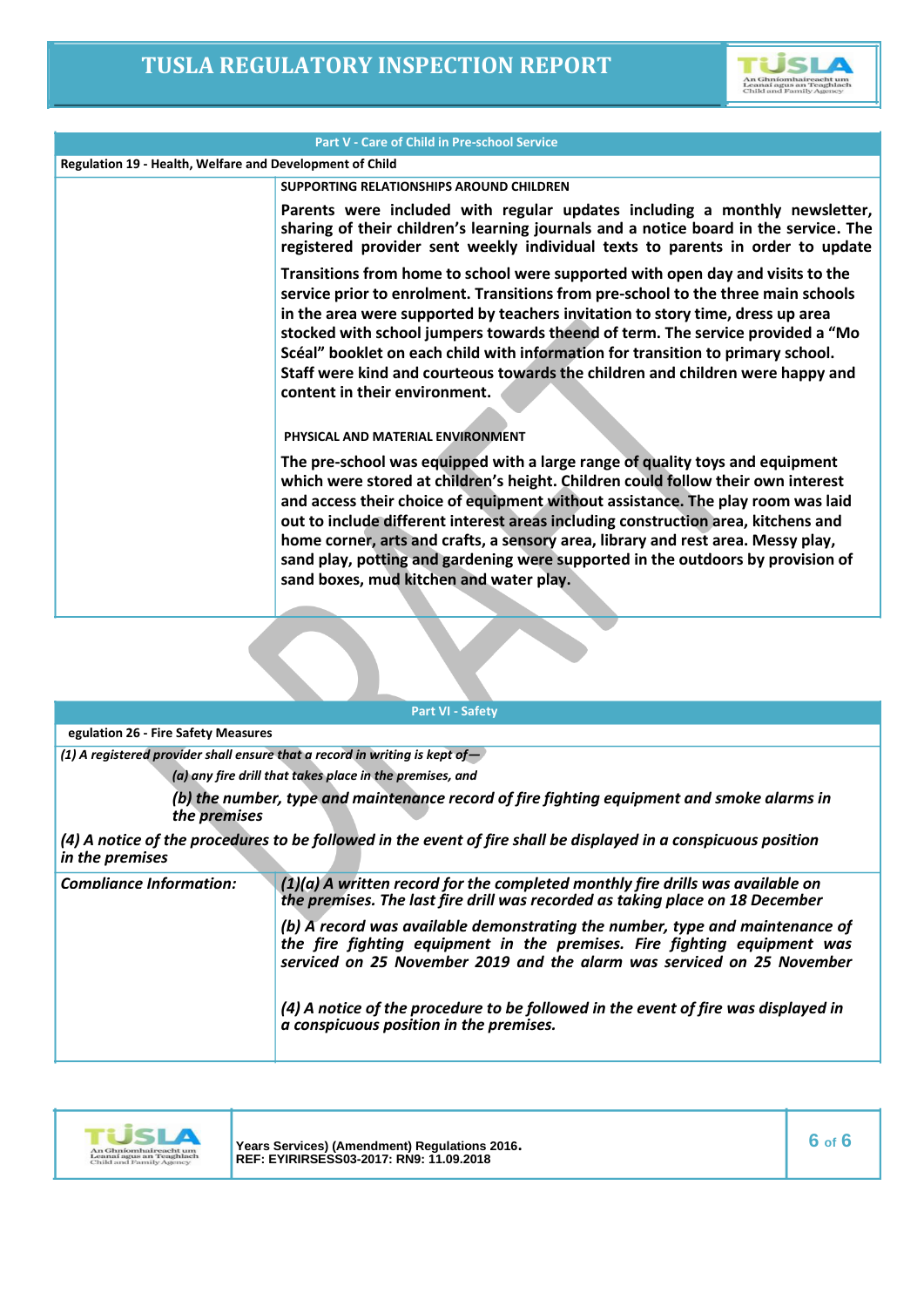| Part V - Care of Child in Pre-school Service | |
|---|---|
| **Regulation 19 - Health, Welfare and Development of Child** | |
| | **SUPPORTING RELATIONSHIPS AROUND CHILDREN**<br><br>**Parents were included with regular updates including a monthly newsletter, sharing of their children's learning journals and a notice board in the service. The registered provider sent weekly individual texts to parents in order to update**<br><br>**Transitions from home to school were supported with open day and visits to the service prior to enrolment. Transitions from pre-school to the three main schools in the area were supported by teachers invitation to story time, dress up area stocked with school jumpers towards theend of term. The service provided a "Mo Scéal" booklet on each child with information for transition to primary school. Staff were kind and courteous towards the children and children were happy and content in their environment.**<br><br>**PHYSICAL AND MATERIAL ENVIRONMENT**<br><br>**The pre-school was equipped with a large range of quality toys and equipment which were stored at children's height. Children could follow their own interest and access their choice of equipment without assistance. The play room was laid out to include different interest areas including construction area, kitchens and home corner, arts and crafts, a sensory area, library and rest area. Messy play, sand play, potting and gardening were supported in the outdoors by provision of sand boxes, mud kitchen and water play.** |

| Part VI - Safety | |
|---|---|
| **egulation 26 - Fire Safety Measures** | |
| ***(1) A registered provider shall ensure that a record in writing is kept of—***<br>***(a) any fire drill that takes place in the premises, and***<br>***(b) the number, type and maintenance record of fire fighting equipment and smoke alarms in the premises***<br>***(4) A notice of the procedures to be followed in the event of fire shall be displayed in a conspicuous position in the premises*** | |
| ***Compliance Information:*** | ***(1)(a) A written record for the completed monthly fire drills was available on the premises. The last fire drill was recorded as taking place on 18 December***<br><br>***(b) A record was available demonstrating the number, type and maintenance of the fire fighting equipment in the premises. Fire fighting equipment was serviced on 25 November 2019 and the alarm was serviced on 25 November***<br><br>***(4) A notice of the procedure to be followed in the event of fire was displayed in a conspicuous position in the premises.*** |